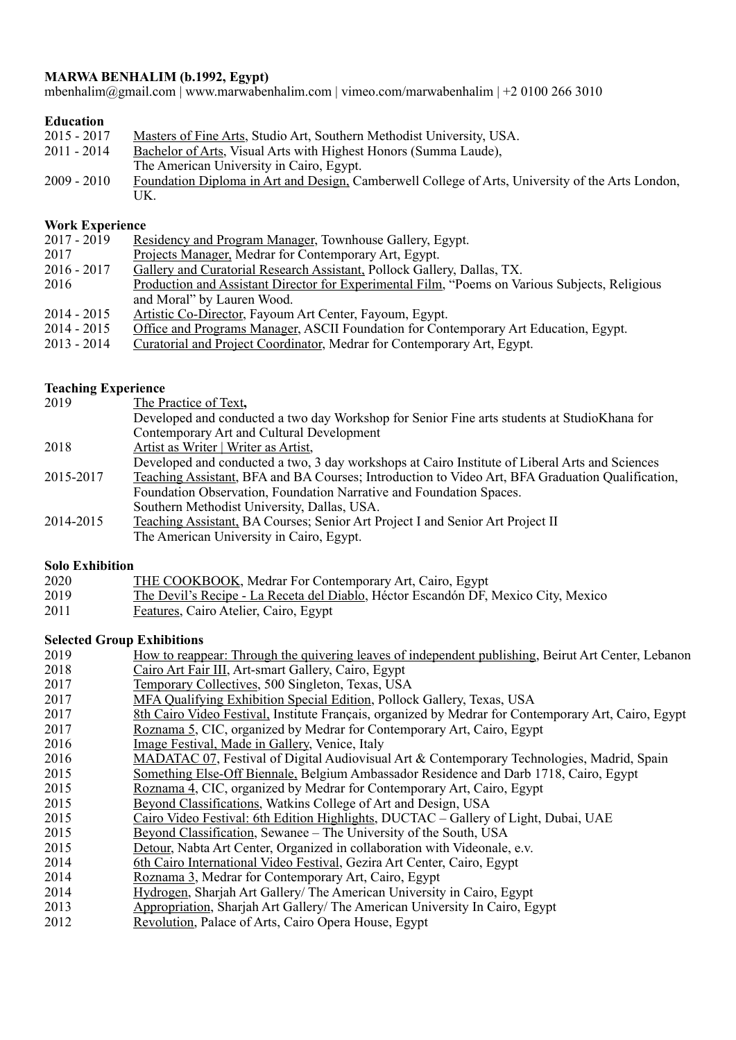**MARWA BENHALIM (b.1992, Egypt)**
mbenhalim@gmail.com | www.marwabenhalim.com | vimeo.com/marwabenhalim | +2 0100 266 3010

**Education**

2015 - 2017 Masters of Fine Arts, Studio Art, Southern Methodist University, USA.
2011 - 2014 Bachelor of Arts, Visual Arts with Highest Honors (Summa Laude), The American University in Cairo, Egypt.
2009 - 2010 Foundation Diploma in Art and Design, Camberwell College of Arts, University of the Arts London, UK.

**Work Experience**

2017 - 2019 Residency and Program Manager, Townhouse Gallery, Egypt.
2017 Projects Manager, Medrar for Contemporary Art, Egypt.
2016 - 2017 Gallery and Curatorial Research Assistant, Pollock Gallery, Dallas, TX.
2016 Production and Assistant Director for Experimental Film, "Poems on Various Subjects, Religious and Moral" by Lauren Wood.
2014 - 2015 Artistic Co-Director, Fayoum Art Center, Fayoum, Egypt.
2014 - 2015 Office and Programs Manager, ASCII Foundation for Contemporary Art Education, Egypt.
2013 - 2014 Curatorial and Project Coordinator, Medrar for Contemporary Art, Egypt.

**Teaching Experience**

2019 The Practice of Text**,**
Developed and conducted a two day Workshop for Senior Fine arts students at StudioKhana for Contemporary Art and Cultural Development

2018 Artist as Writer | Writer as Artist,
Developed and conducted a two, 3 day workshops at Cairo Institute of Liberal Arts and Sciences

2015-2017 Teaching Assistant, BFA and BA Courses; Introduction to Video Art, BFA Graduation Qualification, Foundation Observation, Foundation Narrative and Foundation Spaces.
Southern Methodist University, Dallas, USA.

2014-2015 Teaching Assistant, BA Courses; Senior Art Project I and Senior Art Project II
The American University in Cairo, Egypt.

**Solo Exhibition**

2020 THE COOKBOOK, Medrar For Contemporary Art, Cairo, Egypt
2019 The Devil's Recipe - La Receta del Diablo, Héctor Escandón DF, Mexico City, Mexico
2011 Features, Cairo Atelier, Cairo, Egypt

**Selected Group Exhibitions**

2019 How to reappear: Through the quivering leaves of independent publishing, Beirut Art Center, Lebanon
2018 Cairo Art Fair III, Art-smart Gallery, Cairo, Egypt
2017 Temporary Collectives, 500 Singleton, Texas, USA
2017 MFA Qualifying Exhibition Special Edition, Pollock Gallery, Texas, USA
2017 8th Cairo Video Festival, Institute Français, organized by Medrar for Contemporary Art, Cairo, Egypt
2017 Roznama 5, CIC, organized by Medrar for Contemporary Art, Cairo, Egypt
2016 Image Festival, Made in Gallery, Venice, Italy
2016 MADATAC 07, Festival of Digital Audiovisual Art & Contemporary Technologies, Madrid, Spain
2015 Something Else-Off Biennale, Belgium Ambassador Residence and Darb 1718, Cairo, Egypt
2015 Roznama 4, CIC, organized by Medrar for Contemporary Art, Cairo, Egypt
2015 Beyond Classifications, Watkins College of Art and Design, USA
2015 Cairo Video Festival: 6th Edition Highlights, DUCTAC – Gallery of Light, Dubai, UAE
2015 Beyond Classification, Sewanee – The University of the South, USA
2015 Detour, Nabta Art Center, Organized in collaboration with Videonale, e.v.
2014 6th Cairo International Video Festival, Gezira Art Center, Cairo, Egypt
2014 Roznama 3, Medrar for Contemporary Art, Cairo, Egypt
2014 Hydrogen, Sharjah Art Gallery/ The American University in Cairo, Egypt
2013 Appropriation, Sharjah Art Gallery/ The American University In Cairo, Egypt
2012 Revolution, Palace of Arts, Cairo Opera House, Egypt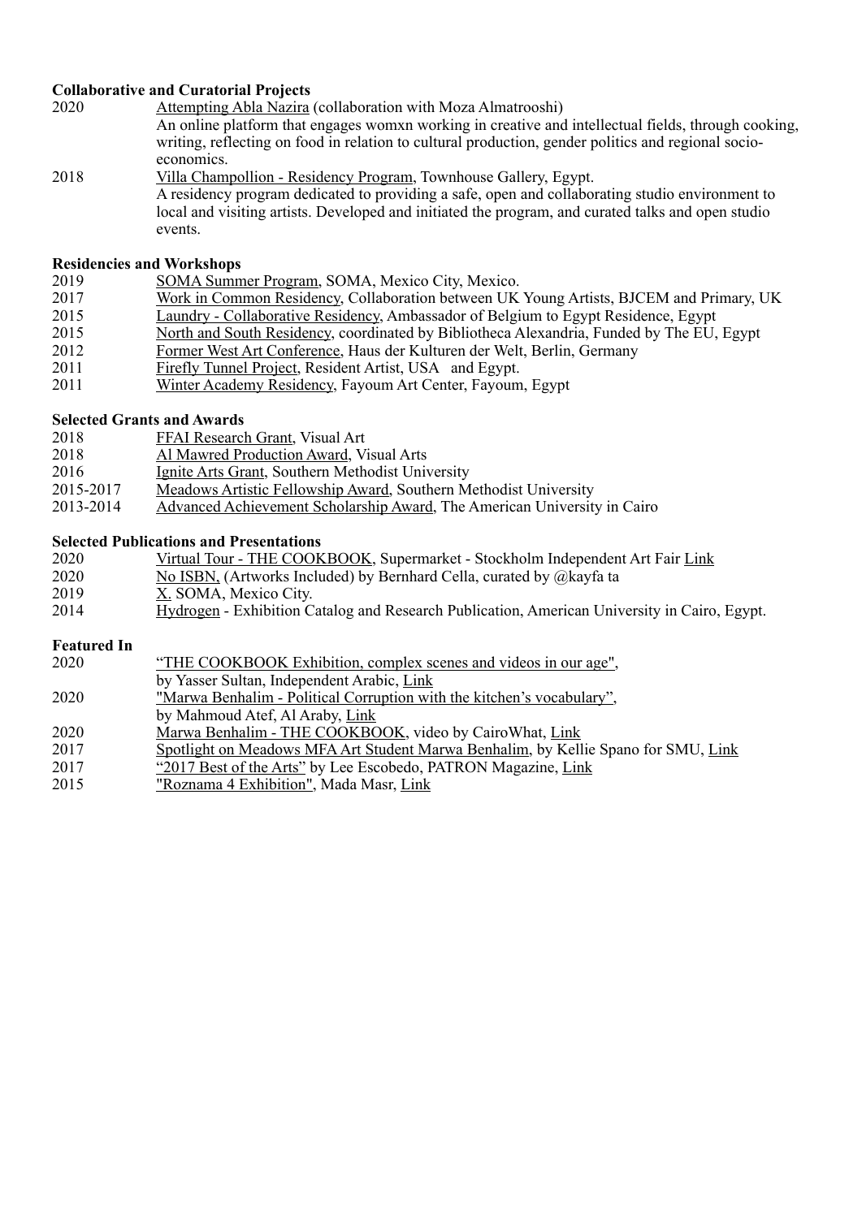**Collaborative and Curatorial Projects**

2020 Attempting Abla Nazira (collaboration with Moza Almatrooshi)
An online platform that engages womxn working in creative and intellectual fields, through cooking, writing, reflecting on food in relation to cultural production, gender politics and regional socio-economics.

2018 Villa Champollion - Residency Program, Townhouse Gallery, Egypt.
A residency program dedicated to providing a safe, open and collaborating studio environment to local and visiting artists. Developed and initiated the program, and curated talks and open studio events.

**Residencies and Workshops**

2019 SOMA Summer Program, SOMA, Mexico City, Mexico.
2017 Work in Common Residency, Collaboration between UK Young Artists, BJCEM and Primary, UK
2015 Laundry - Collaborative Residency, Ambassador of Belgium to Egypt Residence, Egypt
2015 North and South Residency, coordinated by Bibliotheca Alexandria, Funded by The EU, Egypt
2012 Former West Art Conference, Haus der Kulturen der Welt, Berlin, Germany
2011 Firefly Tunnel Project, Resident Artist, USA and Egypt.
2011 Winter Academy Residency, Fayoum Art Center, Fayoum, Egypt

**Selected Grants and Awards**

2018 FFAI Research Grant, Visual Art
2018 Al Mawred Production Award, Visual Arts
2016 Ignite Arts Grant, Southern Methodist University
2015-2017 Meadows Artistic Fellowship Award, Southern Methodist University
2013-2014 Advanced Achievement Scholarship Award, The American University in Cairo

**Selected Publications and Presentations**

2020 Virtual Tour - THE COOKBOOK, Supermarket - Stockholm Independent Art Fair Link
2020 No ISBN, (Artworks Included) by Bernhard Cella, curated by @kayfa ta
2019 X. SOMA, Mexico City.
2014 Hydrogen - Exhibition Catalog and Research Publication, American University in Cairo, Egypt.

**Featured In**

2020 "THE COOKBOOK Exhibition, complex scenes and videos in our age", by Yasser Sultan, Independent Arabic, Link
2020 "Marwa Benhalim - Political Corruption with the kitchen's vocabulary", by Mahmoud Atef, Al Araby, Link
2020 Marwa Benhalim - THE COOKBOOK, video by CairoWhat, Link
2017 Spotlight on Meadows MFA Art Student Marwa Benhalim, by Kellie Spano for SMU, Link
2017 "2017 Best of the Arts" by Lee Escobedo, PATRON Magazine, Link
2015 "Roznama 4 Exhibition", Mada Masr, Link